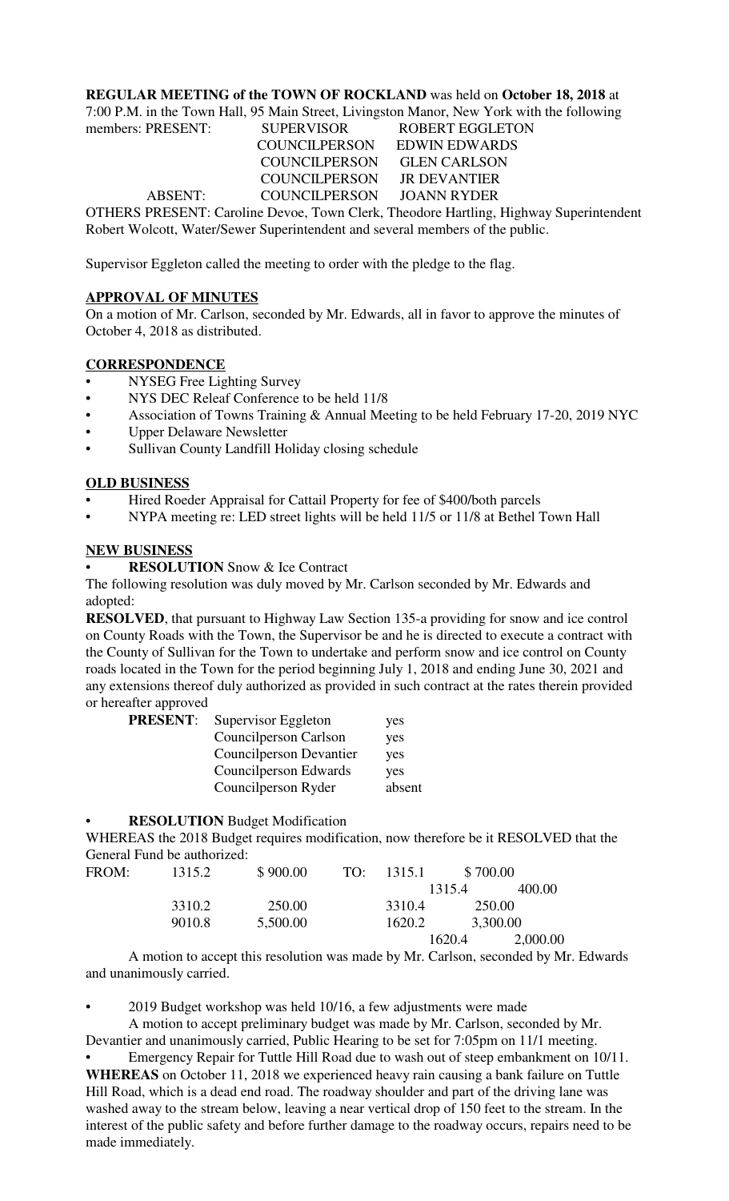**REGULAR MEETING of the TOWN OF ROCKLAND** was held on **October 18, 2018** at 7:00 P.M. in the Town Hall, 95 Main Street, Livingston Manor, New York with the following members: PRESENT:

| | | |
|---|---|---|
| PRESENT: | SUPERVISOR | ROBERT EGGLETON |
| | COUNCILPERSON | EDWIN EDWARDS |
| | COUNCILPERSON | GLEN CARLSON |
| | COUNCILPERSON | JR DEVANTIER |
| ABSENT: | COUNCILPERSON | JOANN RYDER |

OTHERS PRESENT: Caroline Devoe, Town Clerk, Theodore Hartling, Highway Superintendent Robert Wolcott, Water/Sewer Superintendent and several members of the public.

Supervisor Eggleton called the meeting to order with the pledge to the flag.

**APPROVAL OF MINUTES**

On a motion of Mr. Carlson, seconded by Mr. Edwards, all in favor to approve the minutes of October 4, 2018 as distributed.

**CORRESPONDENCE**

- NYSEG Free Lighting Survey
- NYS DEC Releaf Conference to be held 11/8
- Association of Towns Training & Annual Meeting to be held February 17-20, 2019 NYC
- Upper Delaware Newsletter
- Sullivan County Landfill Holiday closing schedule

**OLD BUSINESS**

- Hired Roeder Appraisal for Cattail Property for fee of $400/both parcels
- NYPA meeting re: LED street lights will be held 11/5 or 11/8 at Bethel Town Hall

**NEW BUSINESS**

- **RESOLUTION** Snow & Ice Contract

The following resolution was duly moved by Mr. Carlson seconded by Mr. Edwards and adopted:

**RESOLVED**, that pursuant to Highway Law Section 135-a providing for snow and ice control on County Roads with the Town, the Supervisor be and he is directed to execute a contract with the County of Sullivan for the Town to undertake and perform snow and ice control on County roads located in the Town for the period beginning July 1, 2018 and ending June 30, 2021 and any extensions thereof duly authorized as provided in such contract at the rates therein provided or hereafter approved

| | | |
|---|---|---|
| **PRESENT**: | Supervisor Eggleton | yes |
| | Councilperson Carlson | yes |
| | Councilperson Devantier | yes |
| | Councilperson Edwards | yes |
| | Councilperson Ryder | absent |

- **RESOLUTION** Budget Modification

WHEREAS the 2018 Budget requires modification, now therefore be it RESOLVED that the General Fund be authorized:

| FROM: | | | TO: | |
|---|---|---|---|---|
| | 1315.2 | $ 900.00 | 1315.1 | $ 700.00 |
| | | | 1315.4 | 400.00 |
| | 3310.2 | 250.00 | 3310.4 | 250.00 |
| | 9010.8 | 5,500.00 | 1620.2 | 3,300.00 |
| | | | 1620.4 | 2,000.00 |

A motion to accept this resolution was made by Mr. Carlson, seconded by Mr. Edwards and unanimously carried.

- 2019 Budget workshop was held 10/16, a few adjustments were made

A motion to accept preliminary budget was made by Mr. Carlson, seconded by Mr. Devantier and unanimously carried, Public Hearing to be set for 7:05pm on 11/1 meeting.

- Emergency Repair for Tuttle Hill Road due to wash out of steep embankment on 10/11.

**WHEREAS** on October 11, 2018 we experienced heavy rain causing a bank failure on Tuttle Hill Road, which is a dead end road. The roadway shoulder and part of the driving lane was washed away to the stream below, leaving a near vertical drop of 150 feet to the stream. In the interest of the public safety and before further damage to the roadway occurs, repairs need to be made immediately.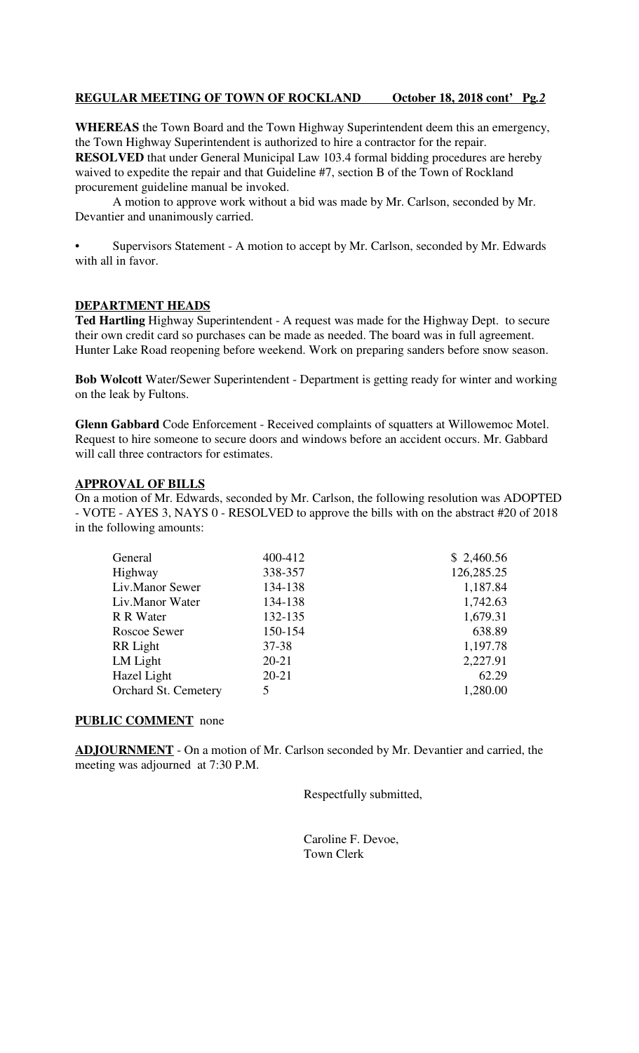**WHEREAS** the Town Board and the Town Highway Superintendent deem this an emergency, the Town Highway Superintendent is authorized to hire a contractor for the repair.
**RESOLVED** that under General Municipal Law 103.4 formal bidding procedures are hereby waived to expedite the repair and that Guideline #7, section B of the Town of Rockland procurement guideline manual be invoked.

A motion to approve work without a bid was made by Mr. Carlson, seconded by Mr. Devantier and unanimously carried.

- Supervisors Statement - A motion to accept by Mr. Carlson, seconded by Mr. Edwards with all in favor.

## DEPARTMENT HEADS

**Ted Hartling** Highway Superintendent - A request was made for the Highway Dept. to secure their own credit card so purchases can be made as needed. The board was in full agreement. Hunter Lake Road reopening before weekend. Work on preparing sanders before snow season.

**Bob Wolcott** Water/Sewer Superintendent - Department is getting ready for winter and working on the leak by Fultons.

**Glenn Gabbard** Code Enforcement - Received complaints of squatters at Willowemoc Motel. Request to hire someone to secure doors and windows before an accident occurs. Mr. Gabbard will call three contractors for estimates.

## APPROVAL OF BILLS

On a motion of Mr. Edwards, seconded by Mr. Carlson, the following resolution was ADOPTED - VOTE - AYES 3, NAYS 0 - RESOLVED to approve the bills with on the abstract #20 of 2018 in the following amounts:

| | | |
|---|---|---|
| General | 400-412 | $ 2,460.56 |
| Highway | 338-357 | 126,285.25 |
| Liv.Manor Sewer | 134-138 | 1,187.84 |
| Liv.Manor Water | 134-138 | 1,742.63 |
| R R Water | 132-135 | 1,679.31 |
| Roscoe Sewer | 150-154 | 638.89 |
| RR Light | 37-38 | 1,197.78 |
| LM Light | 20-21 | 2,227.91 |
| Hazel Light | 20-21 | 62.29 |
| Orchard St. Cemetery | 5 | 1,280.00 |

## PUBLIC COMMENT none

**ADJOURNMENT** - On a motion of Mr. Carlson seconded by Mr. Devantier and carried, the meeting was adjourned at 7:30 P.M.

Respectfully submitted,

Caroline F. Devoe,
Town Clerk